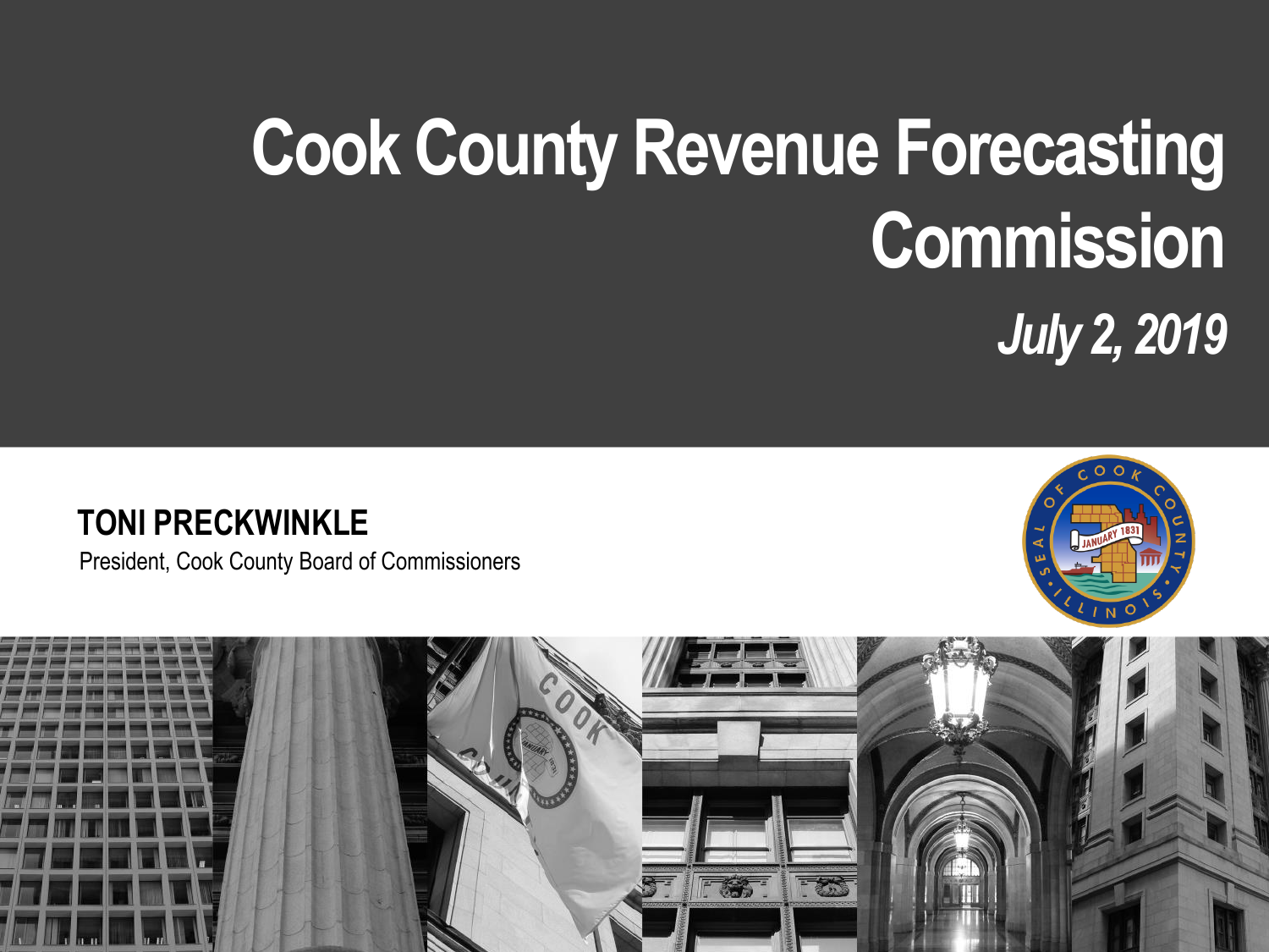# Cook County Revenue Forecasting Commission

***July 2, 2019***

**TONI PRECKWINKLE**

President, Cook County Board of Commissioners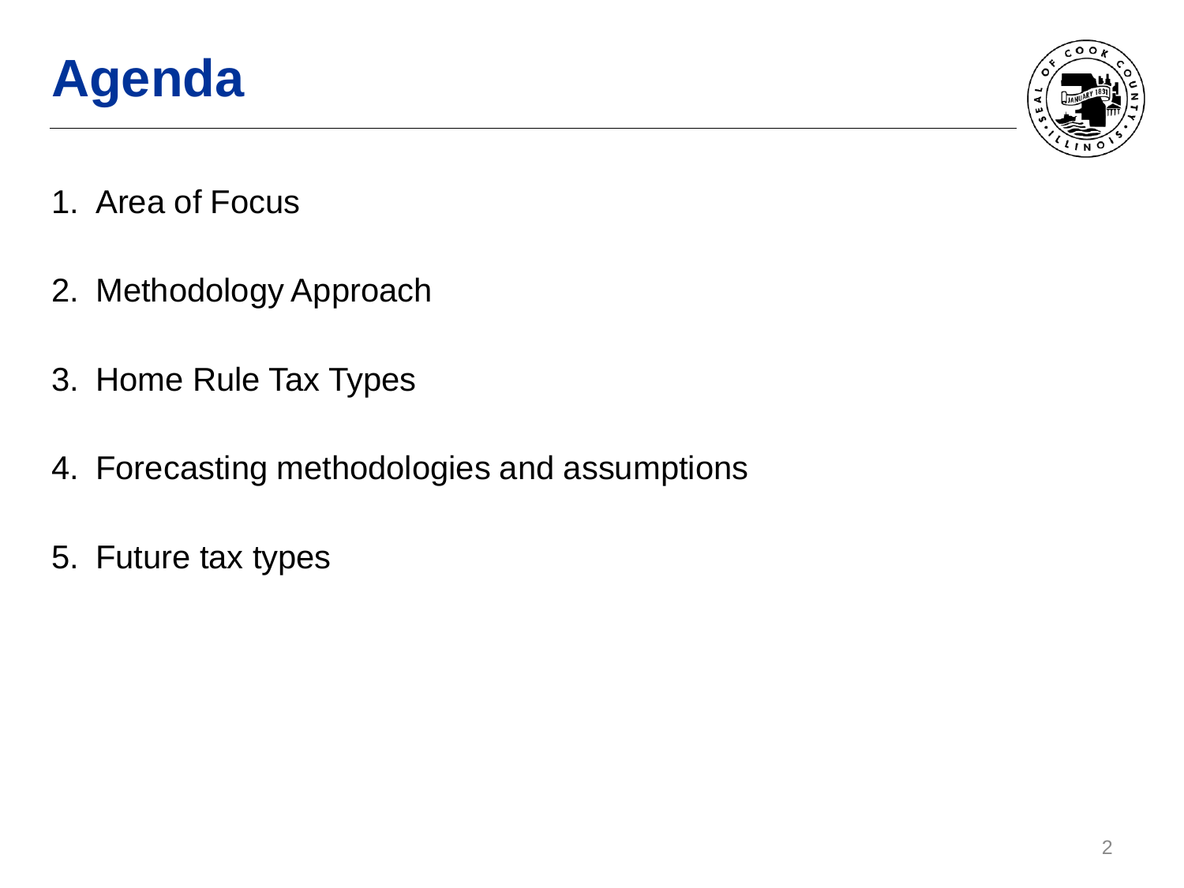# Agenda

1. Area of Focus
2. Methodology Approach
3. Home Rule Tax Types
4. Forecasting methodologies and assumptions
5. Future tax types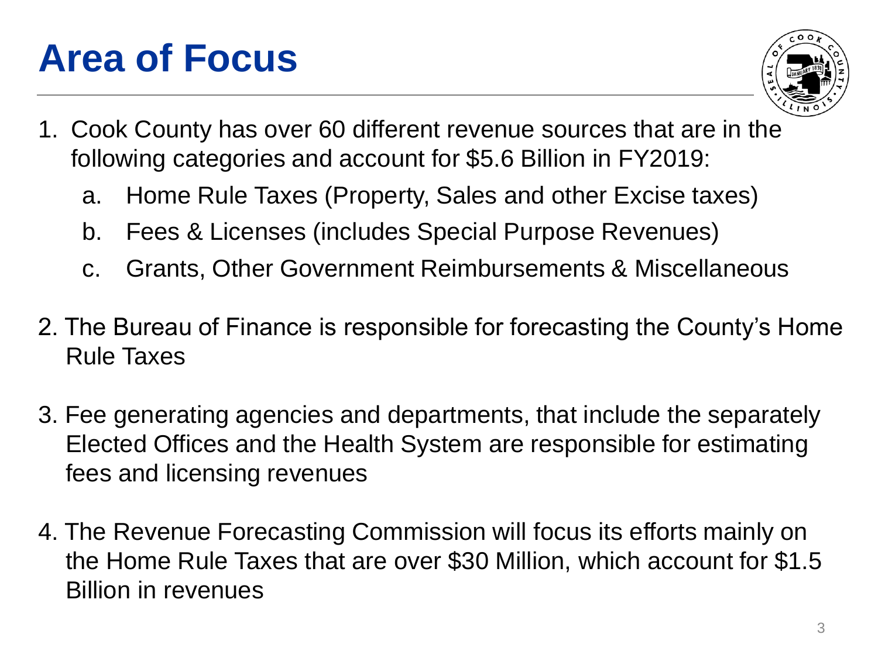# Area of Focus

1. Cook County has over 60 different revenue sources that are in the following categories and account for $5.6 Billion in FY2019:
   a. Home Rule Taxes (Property, Sales and other Excise taxes)
   b. Fees & Licenses (includes Special Purpose Revenues)
   c. Grants, Other Government Reimbursements & Miscellaneous
2. The Bureau of Finance is responsible for forecasting the County's Home Rule Taxes
3. Fee generating agencies and departments, that include the separately Elected Offices and the Health System are responsible for estimating fees and licensing revenues
4. The Revenue Forecasting Commission will focus its efforts mainly on the Home Rule Taxes that are over $30 Million, which account for $1.5 Billion in revenues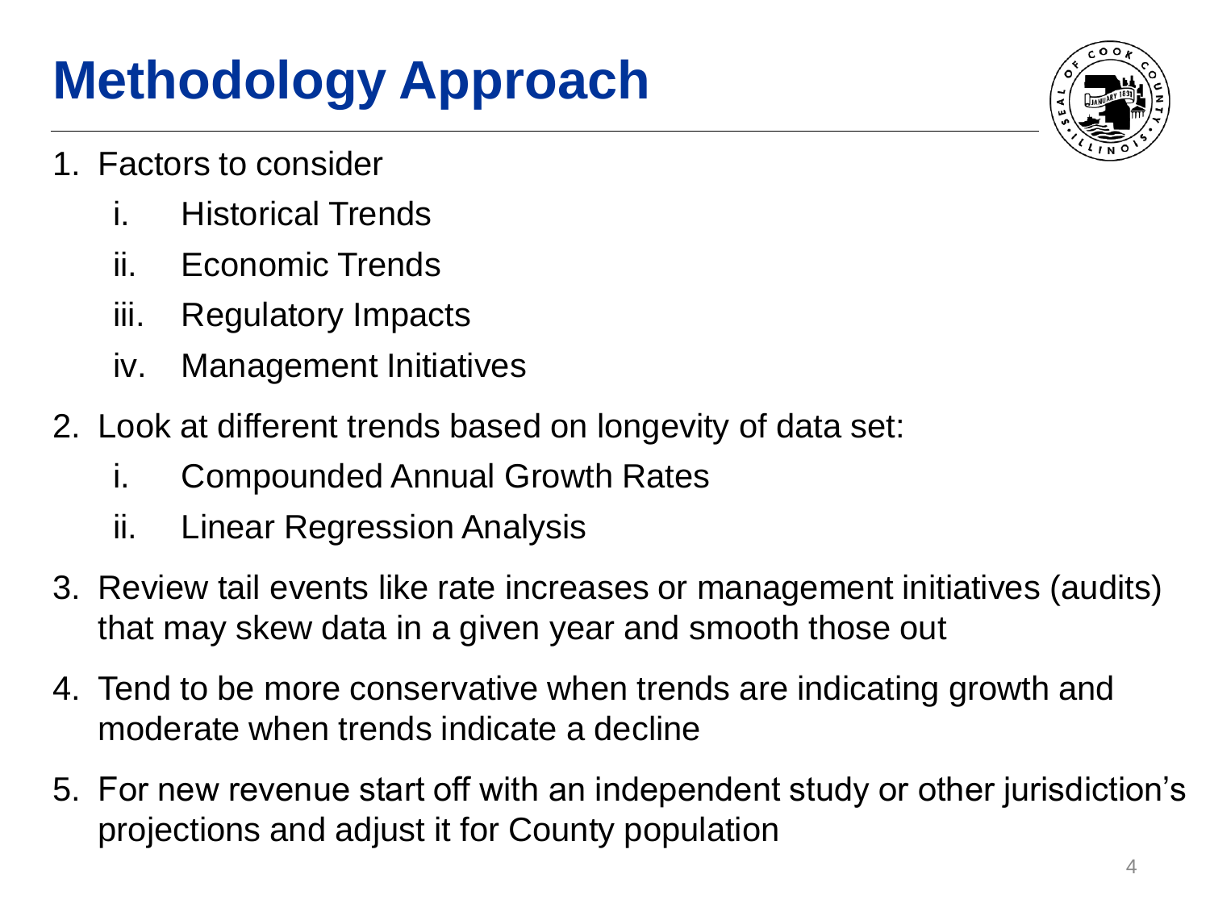# Methodology Approach

1. Factors to consider
   i. Historical Trends
   ii. Economic Trends
   iii. Regulatory Impacts
   iv. Management Initiatives
2. Look at different trends based on longevity of data set:
   i. Compounded Annual Growth Rates
   ii. Linear Regression Analysis
3. Review tail events like rate increases or management initiatives (audits) that may skew data in a given year and smooth those out
4. Tend to be more conservative when trends are indicating growth and moderate when trends indicate a decline
5. For new revenue start off with an independent study or other jurisdiction's projections and adjust it for County population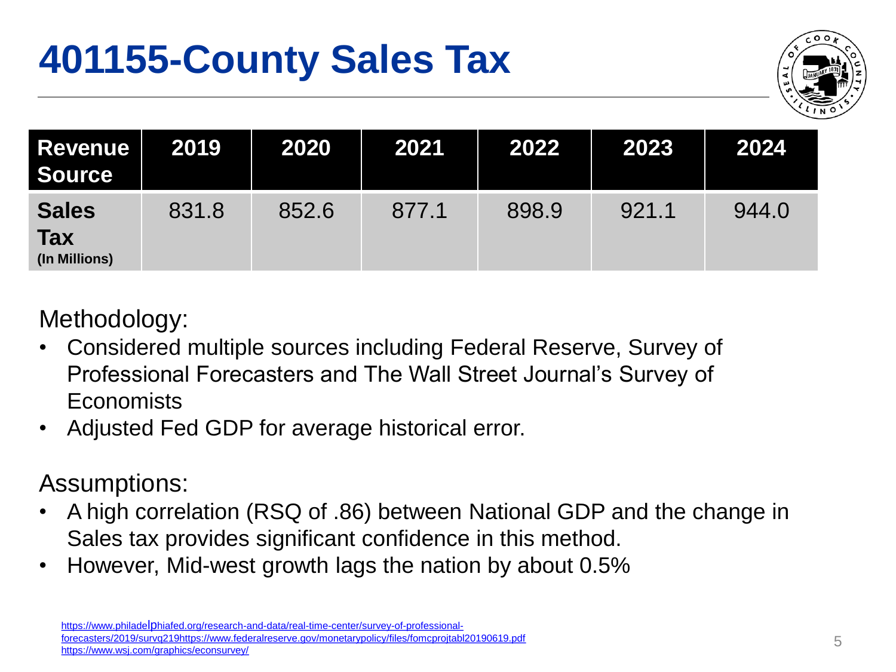# 401155-County Sales Tax

| Revenue Source | 2019 | 2020 | 2021 | 2022 | 2023 | 2024 |
| --- | --- | --- | --- | --- | --- | --- |
| **Sales Tax (In Millions)** | 831.8 | 852.6 | 877.1 | 898.9 | 921.1 | 944.0 |

Methodology:

- Considered multiple sources including Federal Reserve, Survey of Professional Forecasters and The Wall Street Journal's Survey of Economists
- Adjusted Fed GDP for average historical error.

Assumptions:

- A high correlation (RSQ of .86) between National GDP and the change in Sales tax provides significant confidence in this method.
- However, Mid-west growth lags the nation by about 0.5%

https://www.philadelphiafed.org/research-and-data/real-time-center/survey-of-professional-forecasters/2019/survq219https://www.federalreserve.gov/monetarypolicy/files/fomcprojtabl20190619.pdf
https://www.wsj.com/graphics/econsurvey/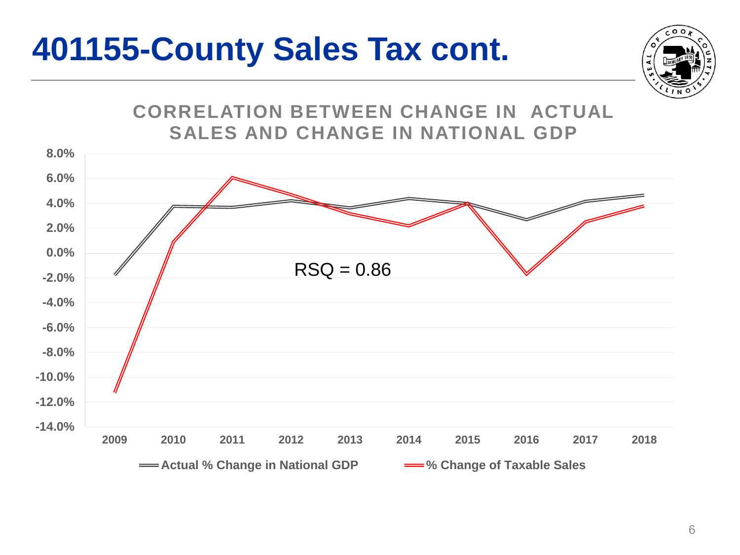# 401155-County Sales Tax cont.

## CORRELATION BETWEEN CHANGE IN ACTUAL SALES AND CHANGE IN NATIONAL GDP

RSQ = 0.86

| Year | Actual % Change in National GDP | % Change of Taxable Sales |
|---|---|---|
| 2009 | -1.8% | -11.2% |
| 2010 | 3.8% | 0.9% |
| 2011 | 3.7% | 6.1% |
| 2012 | 4.2% | 4.7% |
| 2013 | 3.6% | 3.2% |
| 2014 | 4.4% | 2.2% |
| 2015 | 4.0% | 4.0% |
| 2016 | 2.7% | -1.7% |
| 2017 | 4.2% | 2.5% |
| 2018 | 4.7% | 3.8% |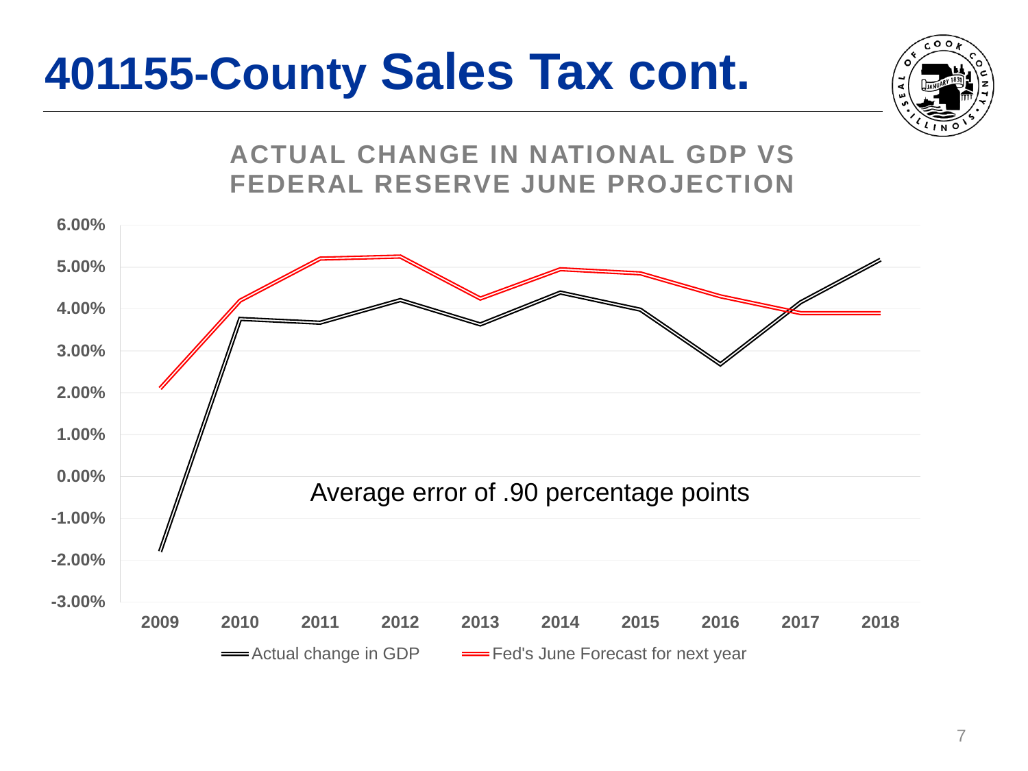# 401155-County Sales Tax cont.

## ACTUAL CHANGE IN NATIONAL GDP VS FEDERAL RESERVE JUNE PROJECTION

6.00%
5.00%
4.00%
3.00%
2.00%
1.00%
0.00%
-1.00%
-2.00%
-3.00%

2009 2010 2011 2012 2013 2014 2015 2016 2017 2018

Average error of .90 percentage points

Actual change in GDP — Fed's June Forecast for next year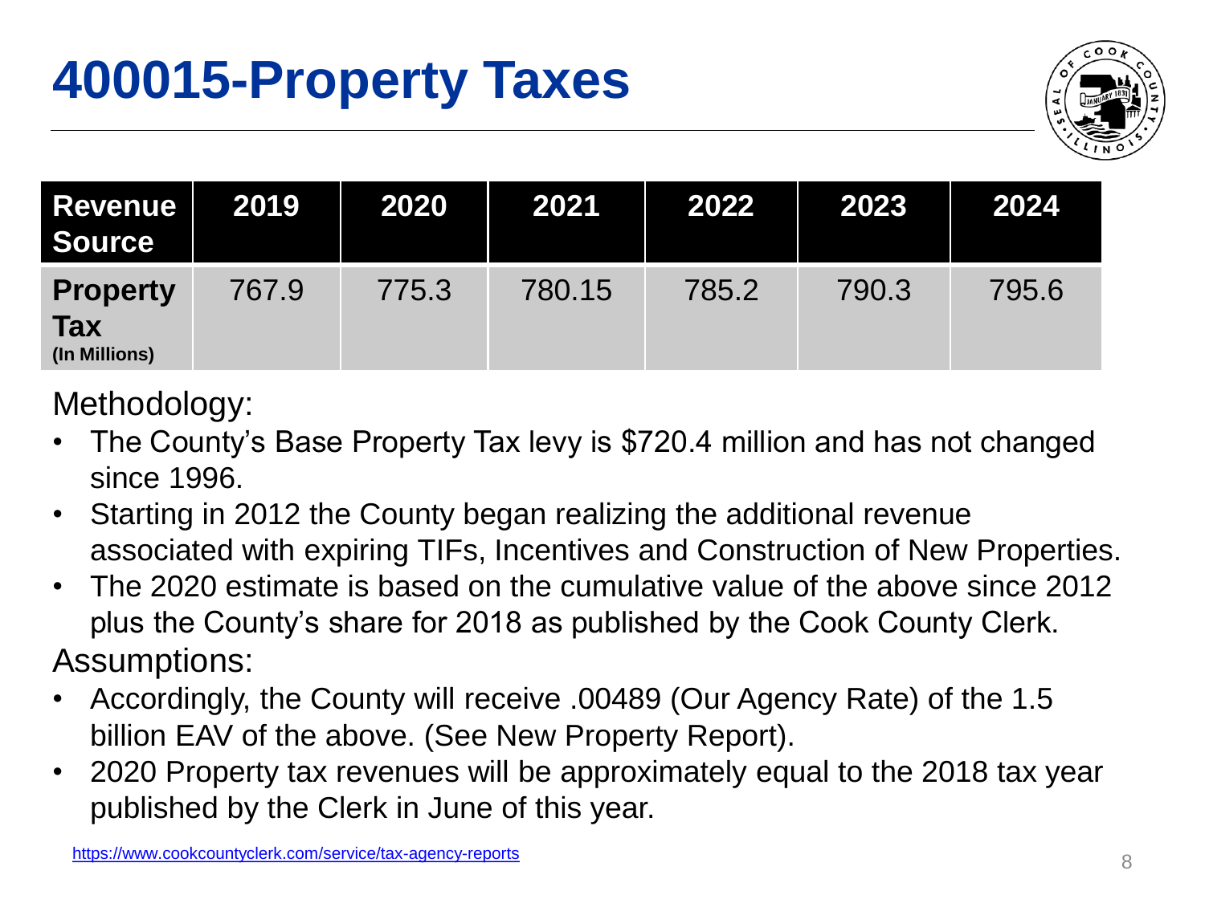# 400015-Property Taxes

| Revenue Source | 2019 | 2020 | 2021 | 2022 | 2023 | 2024 |
|---|---|---|---|---|---|---|
| **Property Tax** **(In Millions)** | 767.9 | 775.3 | 780.15 | 785.2 | 790.3 | 795.6 |

Methodology:

- The County's Base Property Tax levy is $720.4 million and has not changed since 1996.
- Starting in 2012 the County began realizing the additional revenue associated with expiring TIFs, Incentives and Construction of New Properties.
- The 2020 estimate is based on the cumulative value of the above since 2012 plus the County's share for 2018 as published by the Cook County Clerk.

Assumptions:

- Accordingly, the County will receive .00489 (Our Agency Rate) of the 1.5 billion EAV of the above. (See New Property Report).
- 2020 Property tax revenues will be approximately equal to the 2018 tax year published by the Clerk in June of this year.

https://www.cookcountyclerk.com/service/tax-agency-reports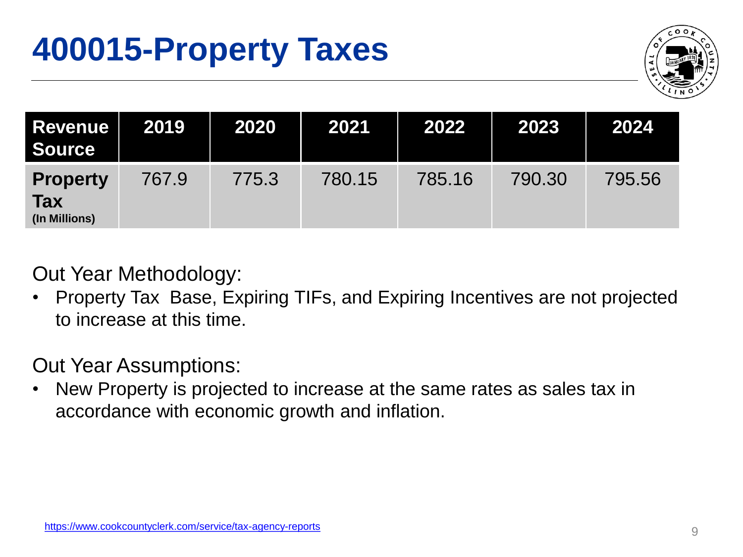# 400015-Property Taxes

| Revenue Source | 2019 | 2020 | 2021 | 2022 | 2023 | 2024 |
|---|---|---|---|---|---|---|
| **Property Tax** (In Millions) | 767.9 | 775.3 | 780.15 | 785.16 | 790.30 | 795.56 |

Out Year Methodology:

- Property Tax  Base, Expiring TIFs, and Expiring Incentives are not projected to increase at this time.

Out Year Assumptions:

- New Property is projected to increase at the same rates as sales tax in accordance with economic growth and inflation.

https://www.cookcountyclerk.com/service/tax-agency-reports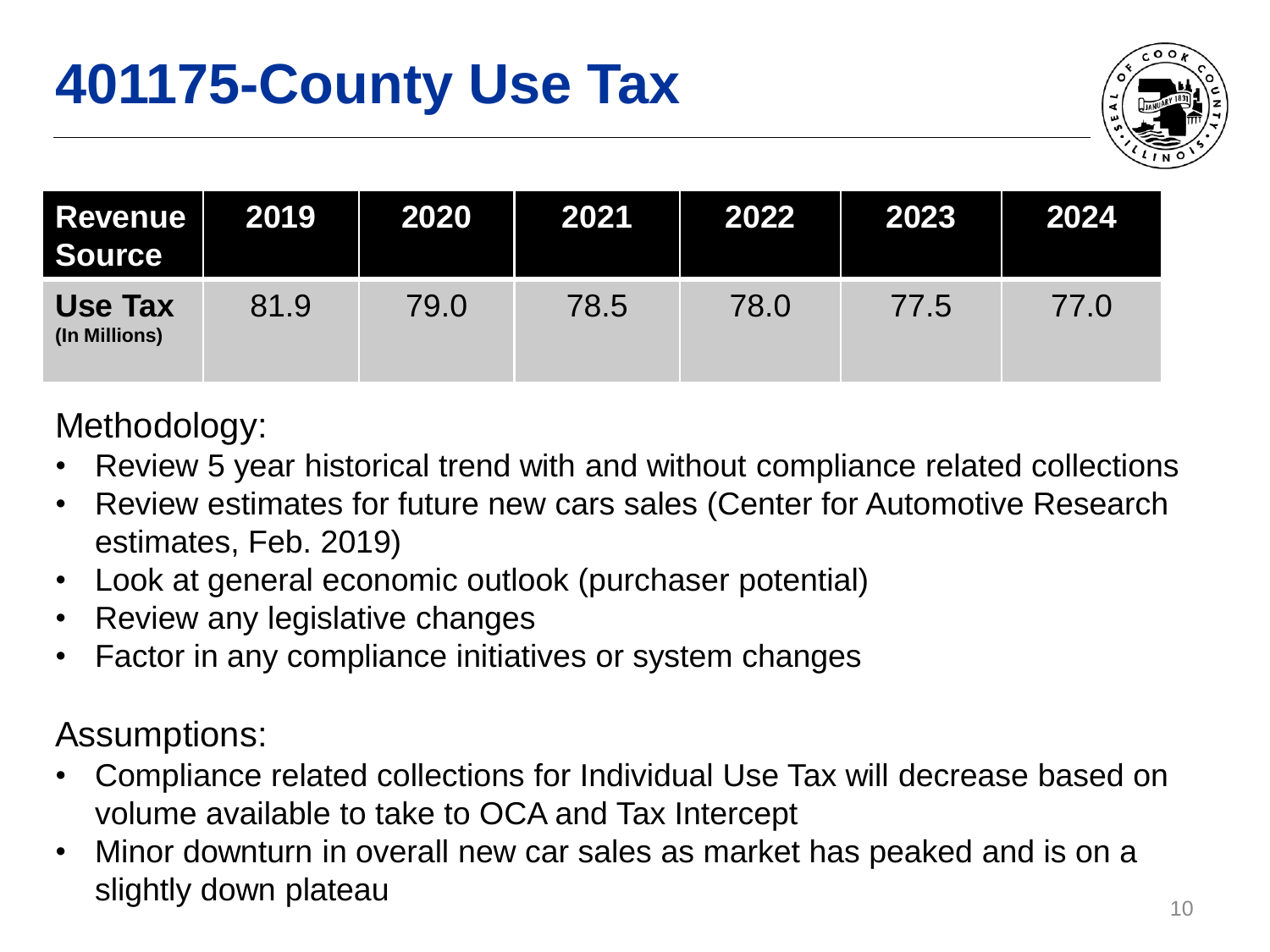# 401175-County Use Tax

| Revenue Source | 2019 | 2020 | 2021 | 2022 | 2023 | 2024 |
|---|---|---|---|---|---|---|
| **Use Tax** **(In Millions)** | 81.9 | 79.0 | 78.5 | 78.0 | 77.5 | 77.0 |

Methodology:

- Review 5 year historical trend with and without compliance related collections
- Review estimates for future new cars sales (Center for Automotive Research estimates, Feb. 2019)
- Look at general economic outlook (purchaser potential)
- Review any legislative changes
- Factor in any compliance initiatives or system changes

Assumptions:

- Compliance related collections for Individual Use Tax will decrease based on volume available to take to OCA and Tax Intercept
- Minor downturn in overall new car sales as market has peaked and is on a slightly down plateau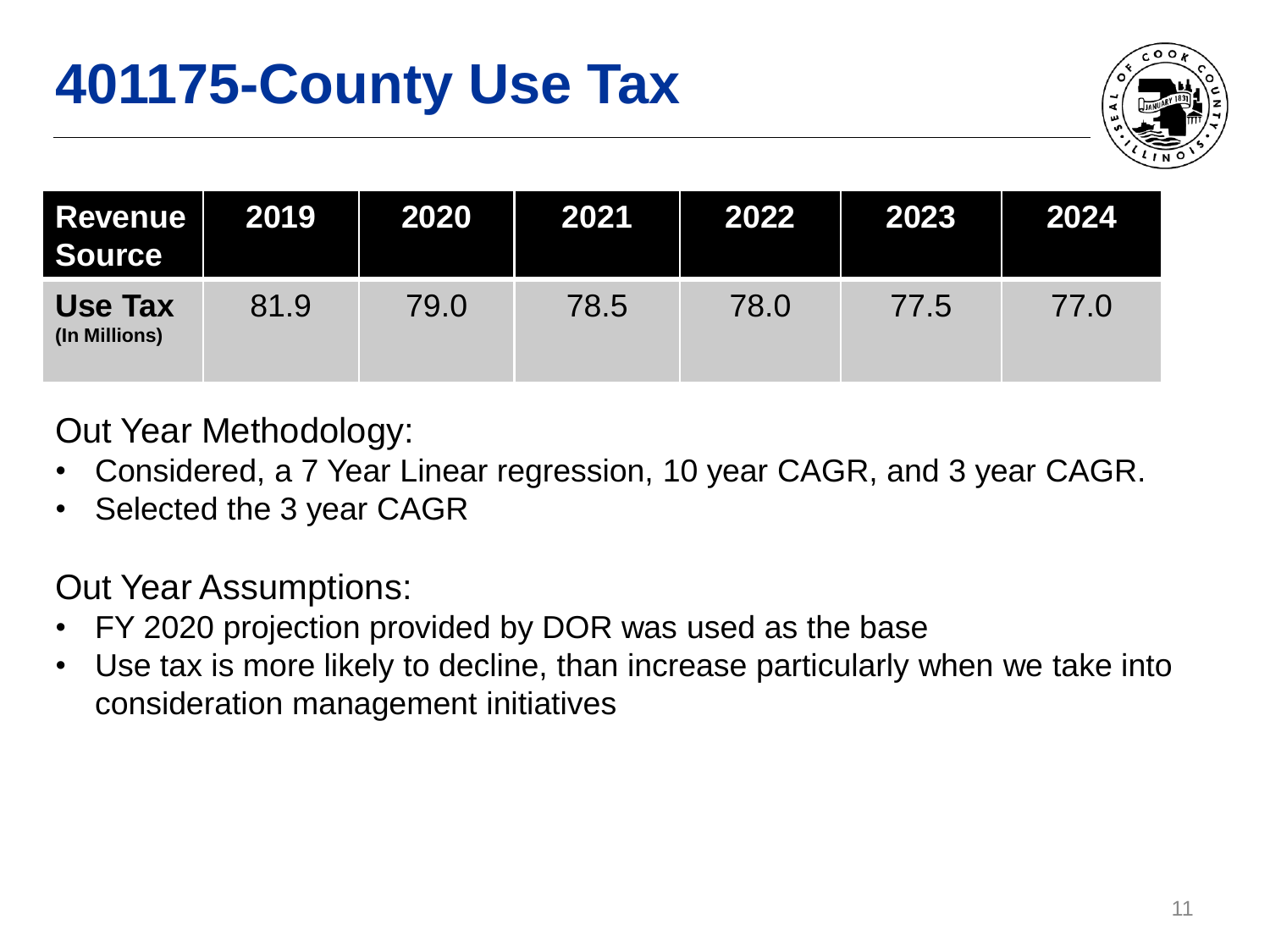# 401175-County Use Tax

| Revenue Source | 2019 | 2020 | 2021 | 2022 | 2023 | 2024 |
|---|---|---|---|---|---|---|
| **Use Tax** **(In Millions)** | 81.9 | 79.0 | 78.5 | 78.0 | 77.5 | 77.0 |

Out Year Methodology:

- Considered, a 7 Year Linear regression, 10 year CAGR, and 3 year CAGR.
- Selected the 3 year CAGR

Out Year Assumptions:

- FY 2020 projection provided by DOR was used as the base
- Use tax is more likely to decline, than increase particularly when we take into consideration management initiatives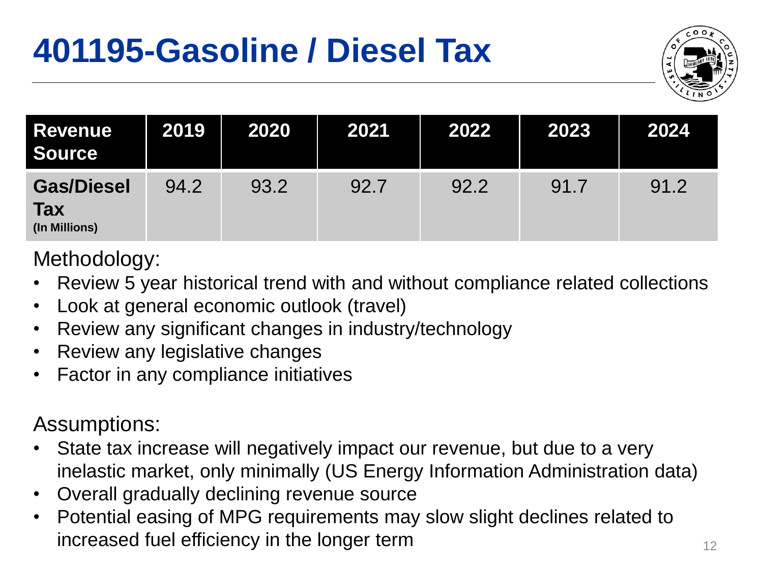# 401195-Gasoline / Diesel Tax

| Revenue Source | 2019 | 2020 | 2021 | 2022 | 2023 | 2024 |
|---|---|---|---|---|---|---|
| **Gas/Diesel Tax** (In Millions) | 94.2 | 93.2 | 92.7 | 92.2 | 91.7 | 91.2 |

Methodology:

- Review 5 year historical trend with and without compliance related collections
- Look at general economic outlook (travel)
- Review any significant changes in industry/technology
- Review any legislative changes
- Factor in any compliance initiatives

Assumptions:

- State tax increase will negatively impact our revenue, but due to a very inelastic market, only minimally (US Energy Information Administration data)
- Overall gradually declining revenue source
- Potential easing of MPG requirements may slow slight declines related to increased fuel efficiency in the longer term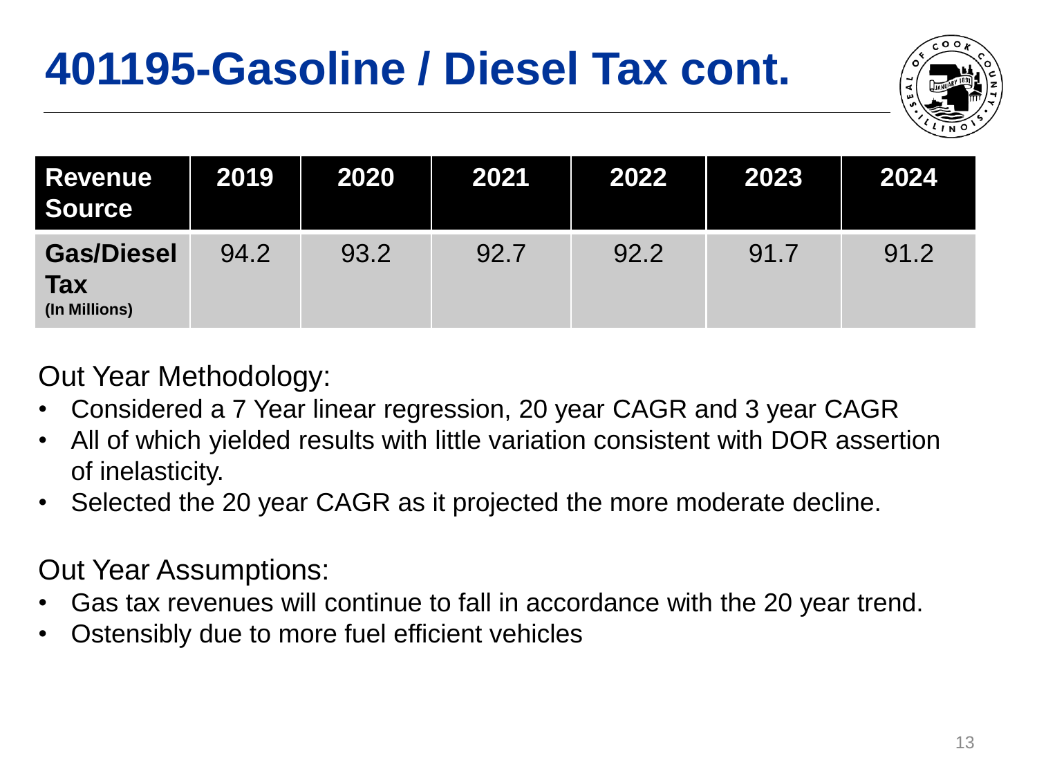# 401195-Gasoline / Diesel Tax cont.

| Revenue Source | 2019 | 2020 | 2021 | 2022 | 2023 | 2024 |
|---|---|---|---|---|---|---|
| **Gas/Diesel Tax** **(In Millions)** | 94.2 | 93.2 | 92.7 | 92.2 | 91.7 | 91.2 |

Out Year Methodology:

- Considered a 7 Year linear regression, 20 year CAGR and 3 year CAGR
- All of which yielded results with little variation consistent with DOR assertion of inelasticity.
- Selected the 20 year CAGR as it projected the more moderate decline.

Out Year Assumptions:

- Gas tax revenues will continue to fall in accordance with the 20 year trend.
- Ostensibly due to more fuel efficient vehicles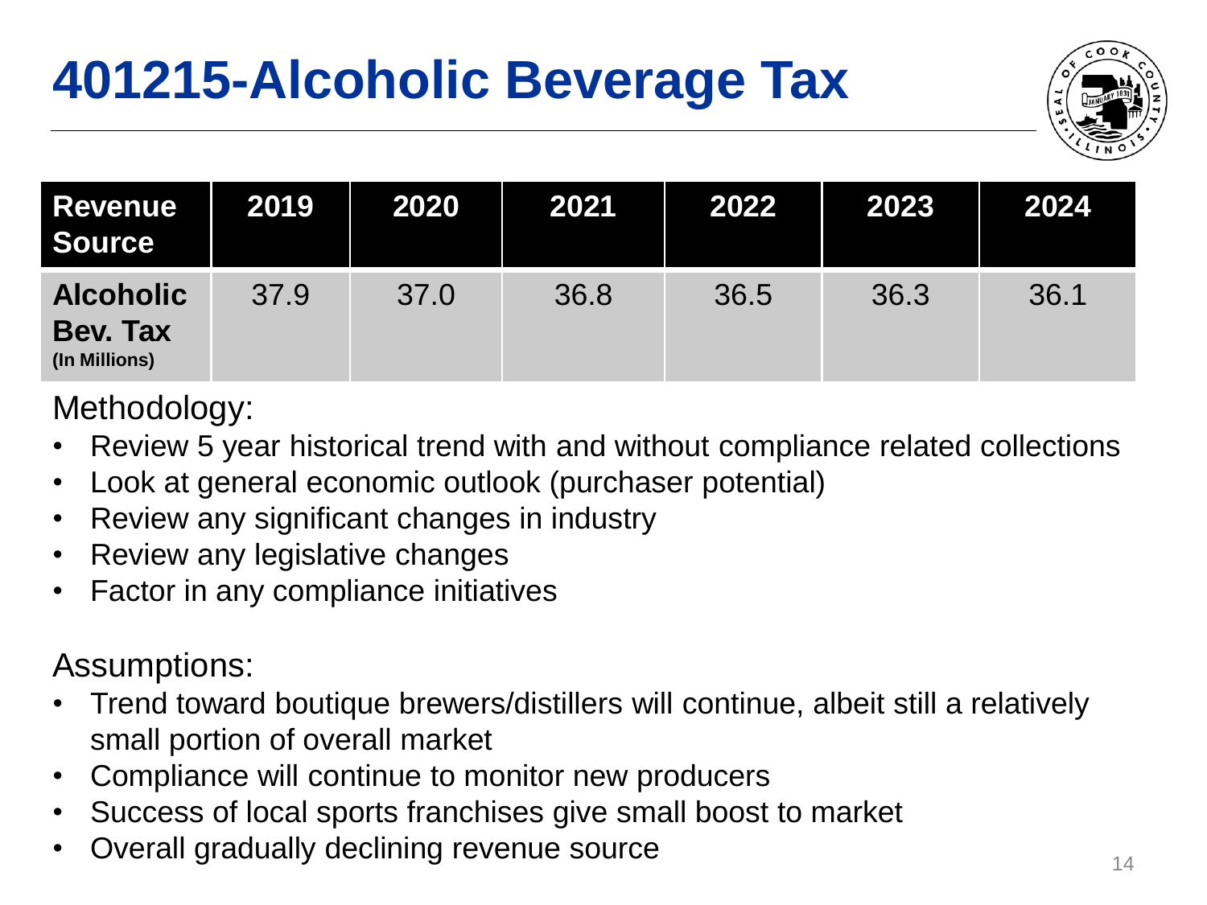# 401215-Alcoholic Beverage Tax

| Revenue Source | 2019 | 2020 | 2021 | 2022 | 2023 | 2024 |
|---|---|---|---|---|---|---|
| **Alcoholic Bev. Tax** (In Millions) | 37.9 | 37.0 | 36.8 | 36.5 | 36.3 | 36.1 |

Methodology:

- Review 5 year historical trend with and without compliance related collections
- Look at general economic outlook (purchaser potential)
- Review any significant changes in industry
- Review any legislative changes
- Factor in any compliance initiatives

Assumptions:

- Trend toward boutique brewers/distillers will continue, albeit still a relatively small portion of overall market
- Compliance will continue to monitor new producers
- Success of local sports franchises give small boost to market
- Overall gradually declining revenue source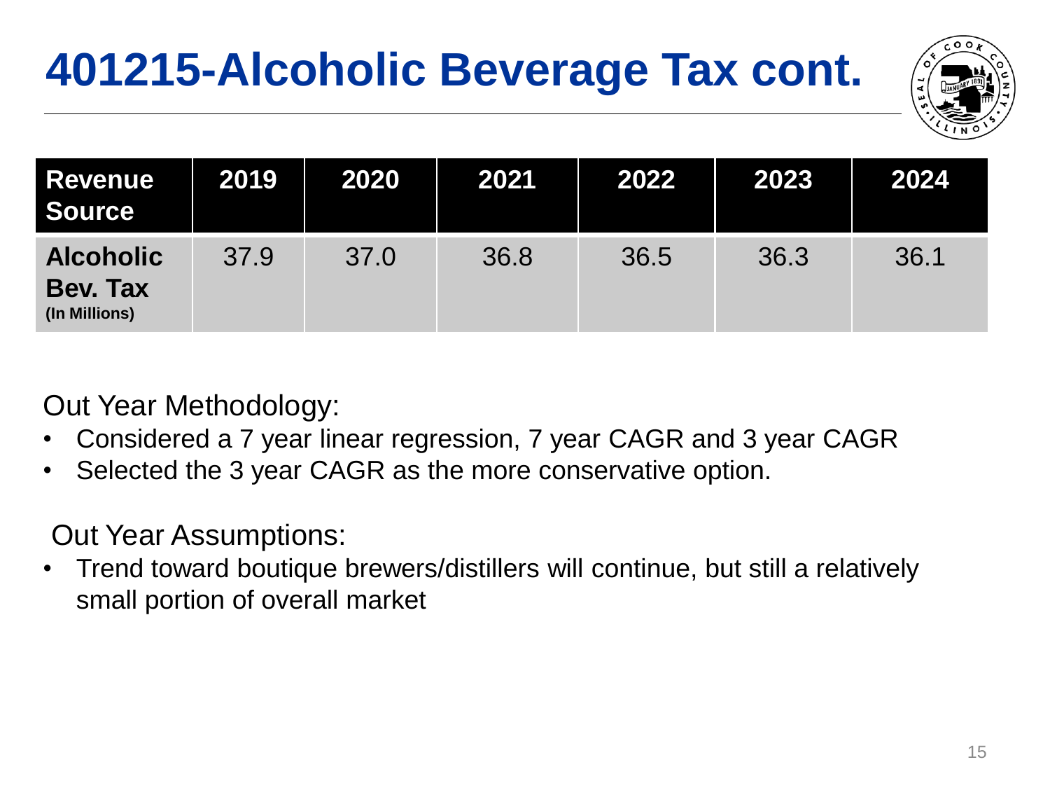# 401215-Alcoholic Beverage Tax cont.

| Revenue Source | 2019 | 2020 | 2021 | 2022 | 2023 | 2024 |
|---|---|---|---|---|---|---|
| **Alcoholic Bev. Tax** **(In Millions)** | 37.9 | 37.0 | 36.8 | 36.5 | 36.3 | 36.1 |

Out Year Methodology:

- Considered a 7 year linear regression, 7 year CAGR and 3 year CAGR
- Selected the 3 year CAGR as the more conservative option.

Out Year Assumptions:

- Trend toward boutique brewers/distillers will continue, but still a relatively small portion of overall market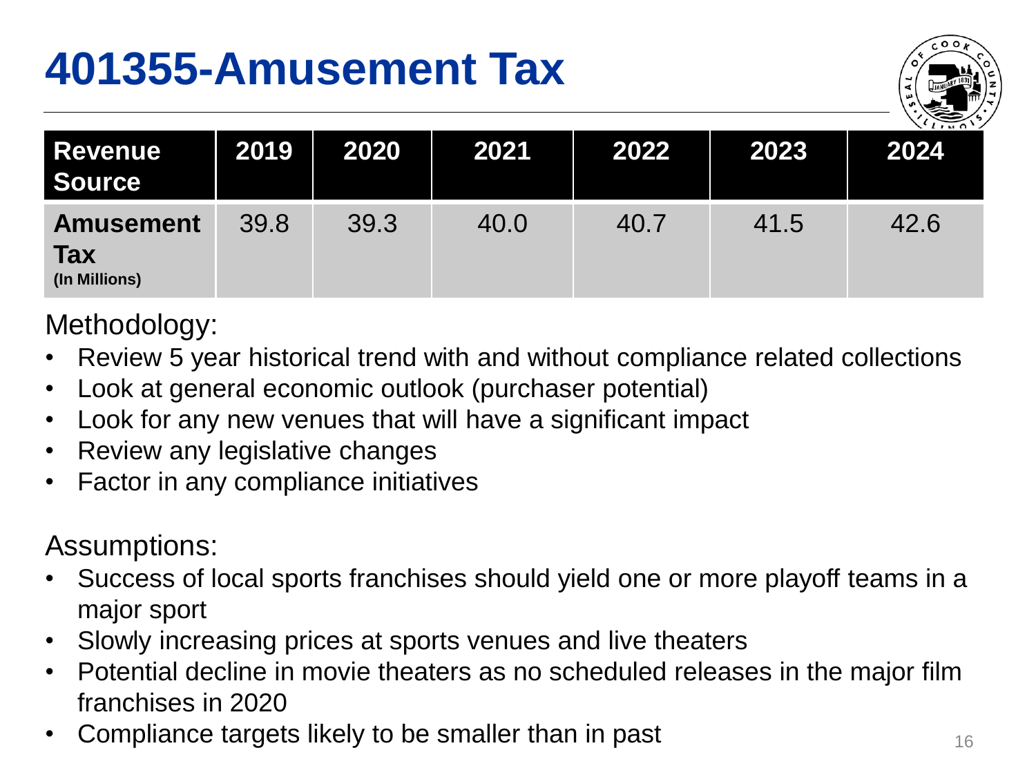# 401355-Amusement Tax

| Revenue Source | 2019 | 2020 | 2021 | 2022 | 2023 | 2024 |
|---|---|---|---|---|---|---|
| **Amusement Tax** (In Millions) | 39.8 | 39.3 | 40.0 | 40.7 | 41.5 | 42.6 |

Methodology:

- Review 5 year historical trend with and without compliance related collections
- Look at general economic outlook (purchaser potential)
- Look for any new venues that will have a significant impact
- Review any legislative changes
- Factor in any compliance initiatives

Assumptions:

- Success of local sports franchises should yield one or more playoff teams in a major sport
- Slowly increasing prices at sports venues and live theaters
- Potential decline in movie theaters as no scheduled releases in the major film franchises in 2020
- Compliance targets likely to be smaller than in past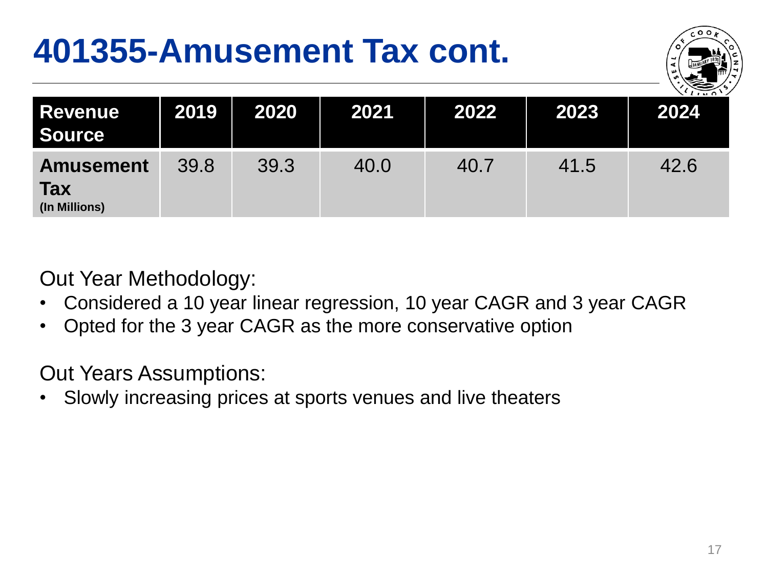# 401355-Amusement Tax cont.

| Revenue Source | 2019 | 2020 | 2021 | 2022 | 2023 | 2024 |
|---|---|---|---|---|---|---|
| **Amusement Tax** **(In Millions)** | 39.8 | 39.3 | 40.0 | 40.7 | 41.5 | 42.6 |

Out Year Methodology:

- Considered a 10 year linear regression, 10 year CAGR and 3 year CAGR
- Opted for the 3 year CAGR as the more conservative option

Out Years Assumptions:

- Slowly increasing prices at sports venues and live theaters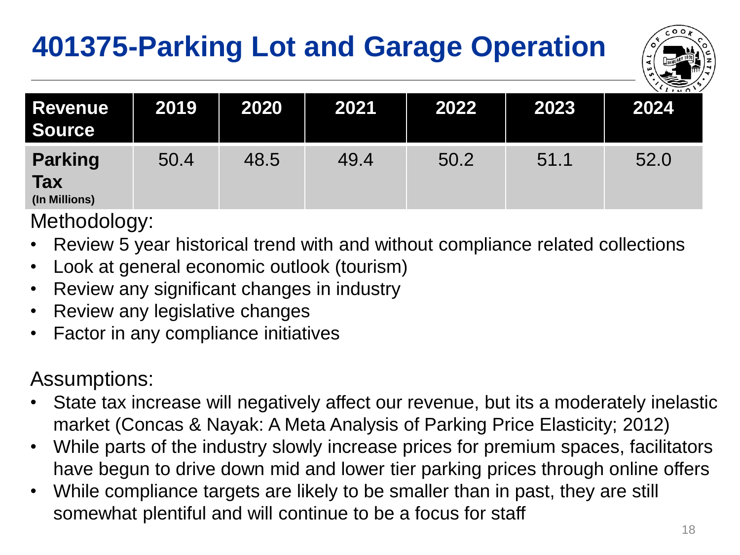# 401375-Parking Lot and Garage Operation

| Revenue Source | 2019 | 2020 | 2021 | 2022 | 2023 | 2024 |
|---|---|---|---|---|---|---|
| **Parking Tax** **(In Millions)** | 50.4 | 48.5 | 49.4 | 50.2 | 51.1 | 52.0 |

Methodology:

- Review 5 year historical trend with and without compliance related collections
- Look at general economic outlook (tourism)
- Review any significant changes in industry
- Review any legislative changes
- Factor in any compliance initiatives

Assumptions:

- State tax increase will negatively affect our revenue, but its a moderately inelastic market (Concas & Nayak: A Meta Analysis of Parking Price Elasticity; 2012)
- While parts of the industry slowly increase prices for premium spaces, facilitators have begun to drive down mid and lower tier parking prices through online offers
- While compliance targets are likely to be smaller than in past, they are still somewhat plentiful and will continue to be a focus for staff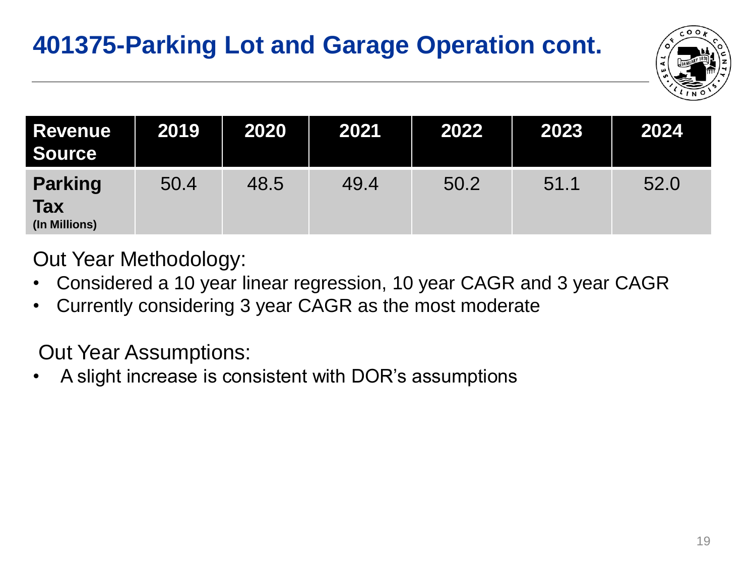# 401375-Parking Lot and Garage Operation cont.

| Revenue Source | 2019 | 2020 | 2021 | 2022 | 2023 | 2024 |
|---|---|---|---|---|---|---|
| **Parking Tax** (In Millions) | 50.4 | 48.5 | 49.4 | 50.2 | 51.1 | 52.0 |

Out Year Methodology:

- Considered a 10 year linear regression, 10 year CAGR and 3 year CAGR
- Currently considering 3 year CAGR as the most moderate

Out Year Assumptions:

- A slight increase is consistent with DOR's assumptions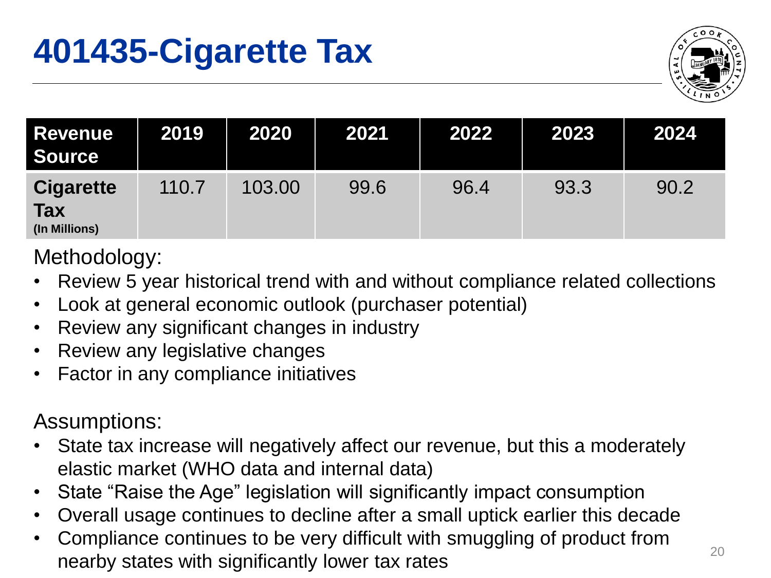# 401435-Cigarette Tax

| Revenue Source | 2019 | 2020 | 2021 | 2022 | 2023 | 2024 |
|---|---|---|---|---|---|---|
| **Cigarette Tax** **(In Millions)** | 110.7 | 103.00 | 99.6 | 96.4 | 93.3 | 90.2 |

Methodology:

- Review 5 year historical trend with and without compliance related collections
- Look at general economic outlook (purchaser potential)
- Review any significant changes in industry
- Review any legislative changes
- Factor in any compliance initiatives

Assumptions:

- State tax increase will negatively affect our revenue, but this a moderately elastic market (WHO data and internal data)
- State "Raise the Age" legislation will significantly impact consumption
- Overall usage continues to decline after a small uptick earlier this decade
- Compliance continues to be very difficult with smuggling of product from nearby states with significantly lower tax rates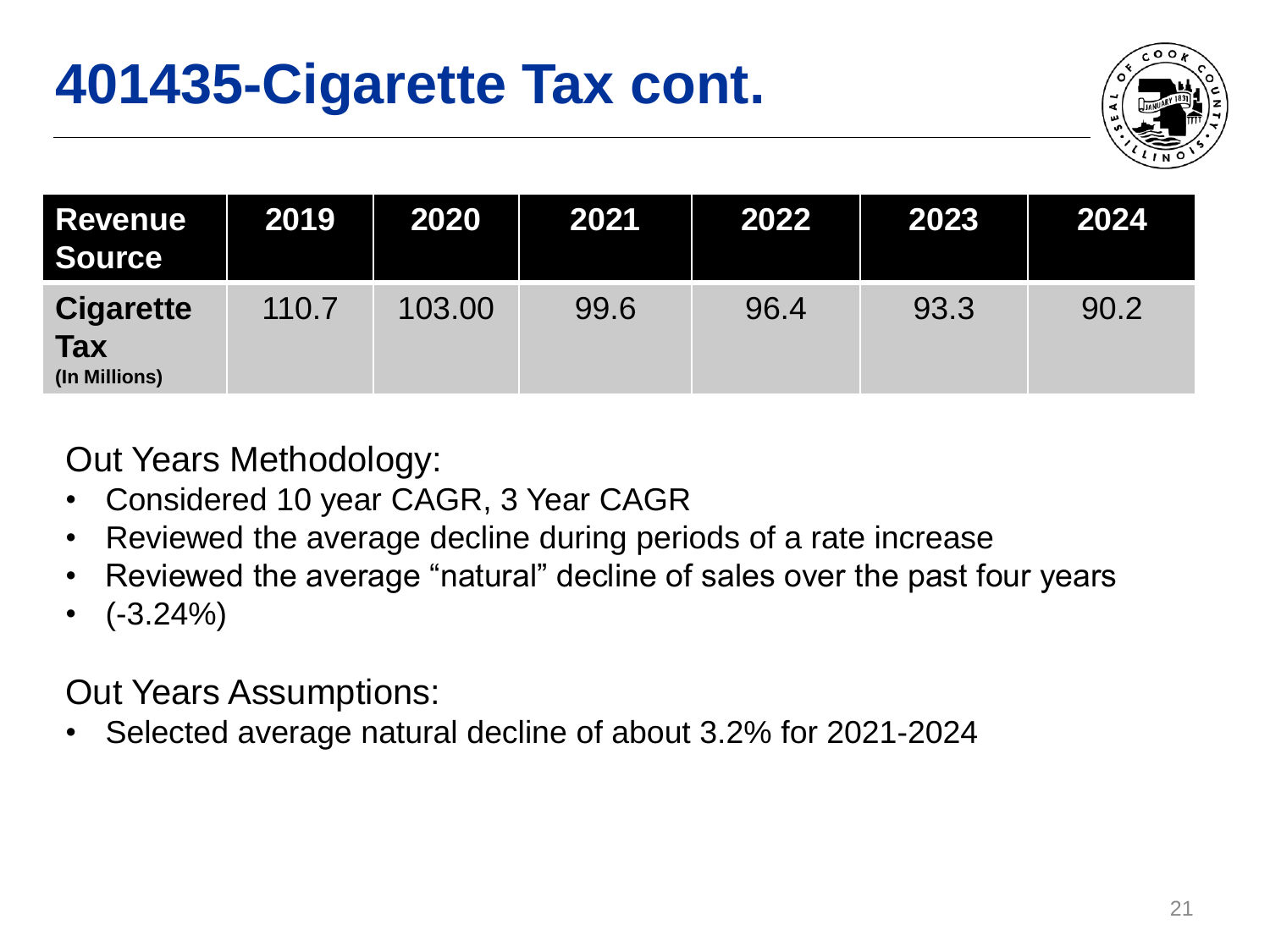# 401435-Cigarette Tax cont.

| Revenue Source | 2019 | 2020 | 2021 | 2022 | 2023 | 2024 |
|---|---|---|---|---|---|---|
| **Cigarette Tax** (In Millions) | 110.7 | 103.00 | 99.6 | 96.4 | 93.3 | 90.2 |

Out Years Methodology:

- Considered 10 year CAGR, 3 Year CAGR
- Reviewed the average decline during periods of a rate increase
- Reviewed the average "natural" decline of sales over the past four years
- (-3.24%)

Out Years Assumptions:

- Selected average natural decline of about 3.2% for 2021-2024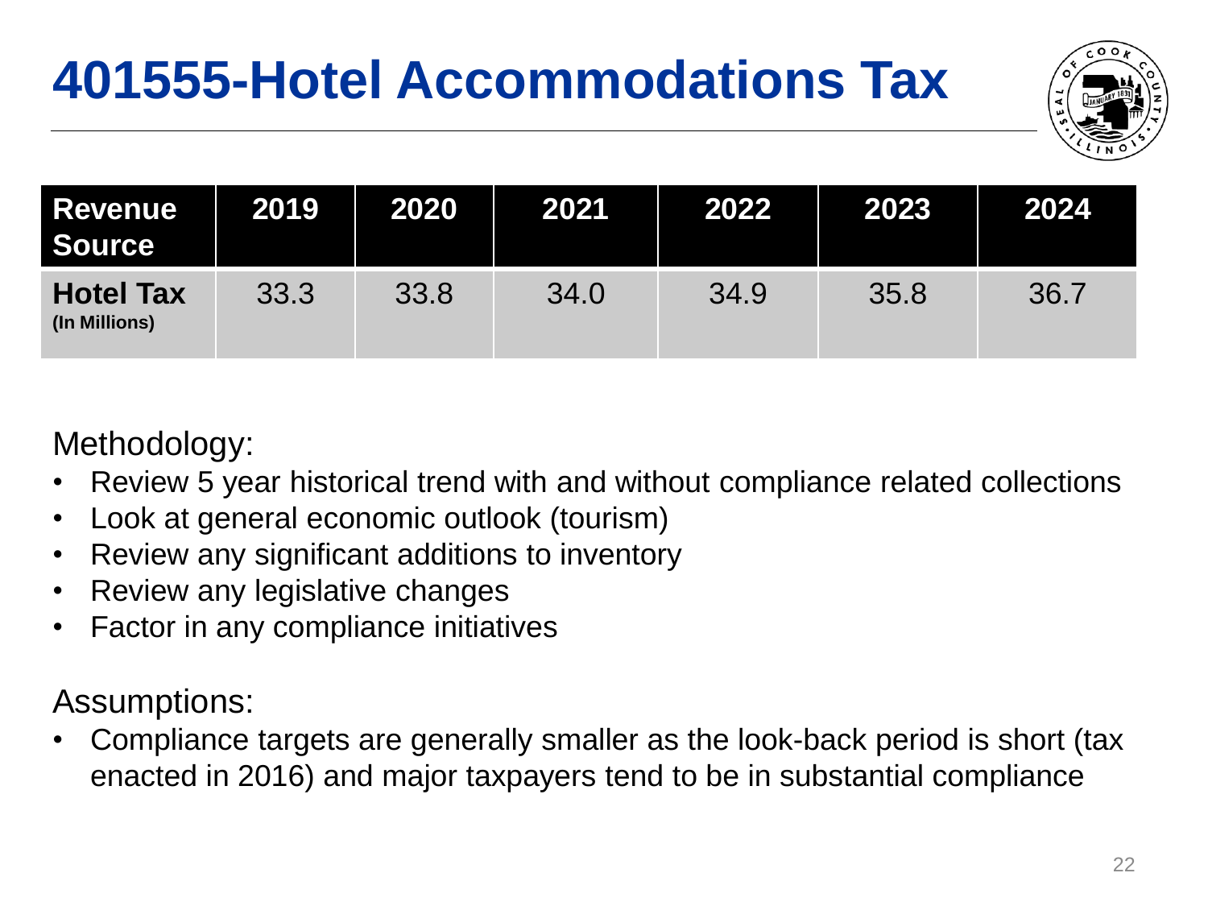# 401555-Hotel Accommodations Tax

| Revenue Source | 2019 | 2020 | 2021 | 2022 | 2023 | 2024 |
|---|---|---|---|---|---|---|
| **Hotel Tax** **(In Millions)** | 33.3 | 33.8 | 34.0 | 34.9 | 35.8 | 36.7 |

Methodology:

- Review 5 year historical trend with and without compliance related collections
- Look at general economic outlook (tourism)
- Review any significant additions to inventory
- Review any legislative changes
- Factor in any compliance initiatives

Assumptions:

- Compliance targets are generally smaller as the look-back period is short (tax enacted in 2016) and major taxpayers tend to be in substantial compliance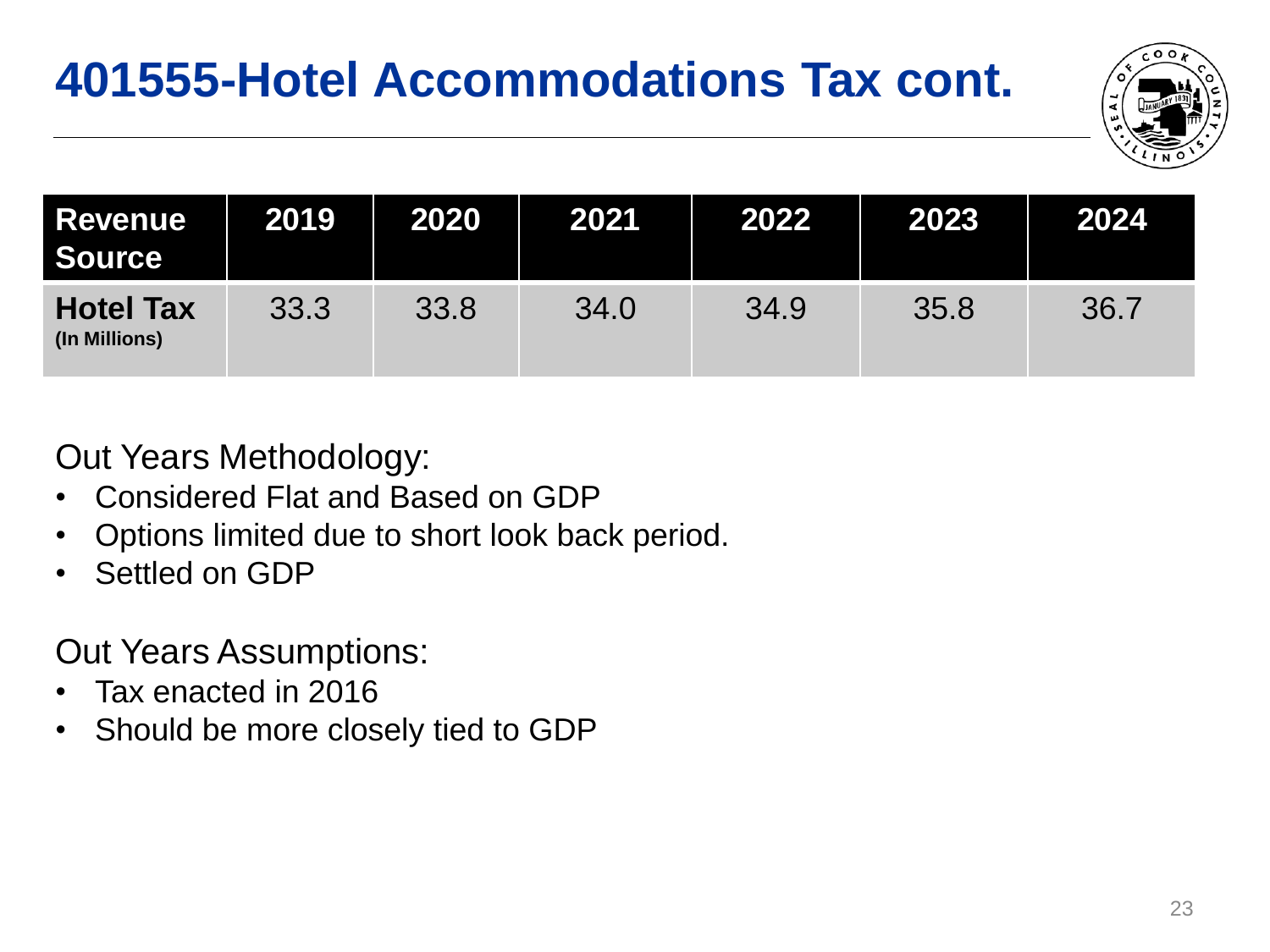# 401555-Hotel Accommodations Tax cont.

| Revenue Source | 2019 | 2020 | 2021 | 2022 | 2023 | 2024 |
|---|---|---|---|---|---|---|
| **Hotel Tax** (In Millions) | 33.3 | 33.8 | 34.0 | 34.9 | 35.8 | 36.7 |

Out Years Methodology:

- Considered Flat and Based on GDP
- Options limited due to short look back period.
- Settled on GDP

Out Years Assumptions:

- Tax enacted in 2016
- Should be more closely tied to GDP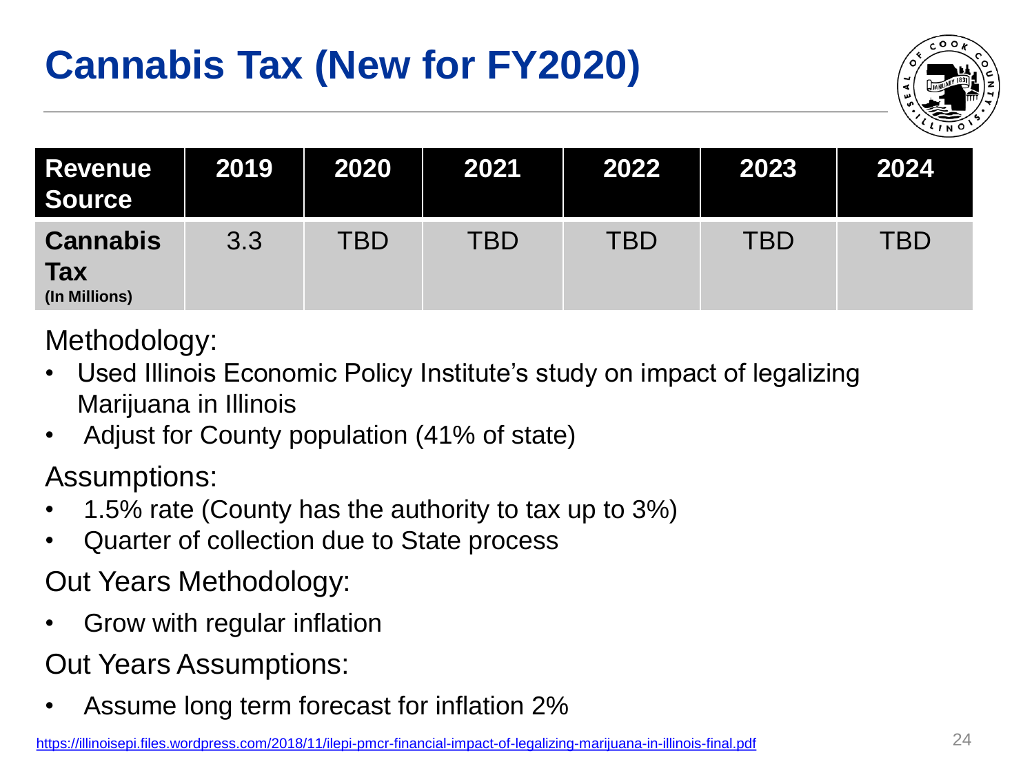# Cannabis Tax (New for FY2020)

| Revenue Source | 2019 | 2020 | 2021 | 2022 | 2023 | 2024 |
|---|---|---|---|---|---|---|
| **Cannabis Tax (In Millions)** | 3.3 | TBD | TBD | TBD | TBD | TBD |

Methodology:

- Used Illinois Economic Policy Institute's study on impact of legalizing Marijuana in Illinois
- Adjust for County population (41% of state)

Assumptions:

- 1.5% rate (County has the authority to tax up to 3%)
- Quarter of collection due to State process

Out Years Methodology:

- Grow with regular inflation

Out Years Assumptions:

- Assume long term forecast for inflation 2%

https://illinoisepi.files.wordpress.com/2018/11/ilepi-pmcr-financial-impact-of-legalizing-marijuana-in-illinois-final.pdf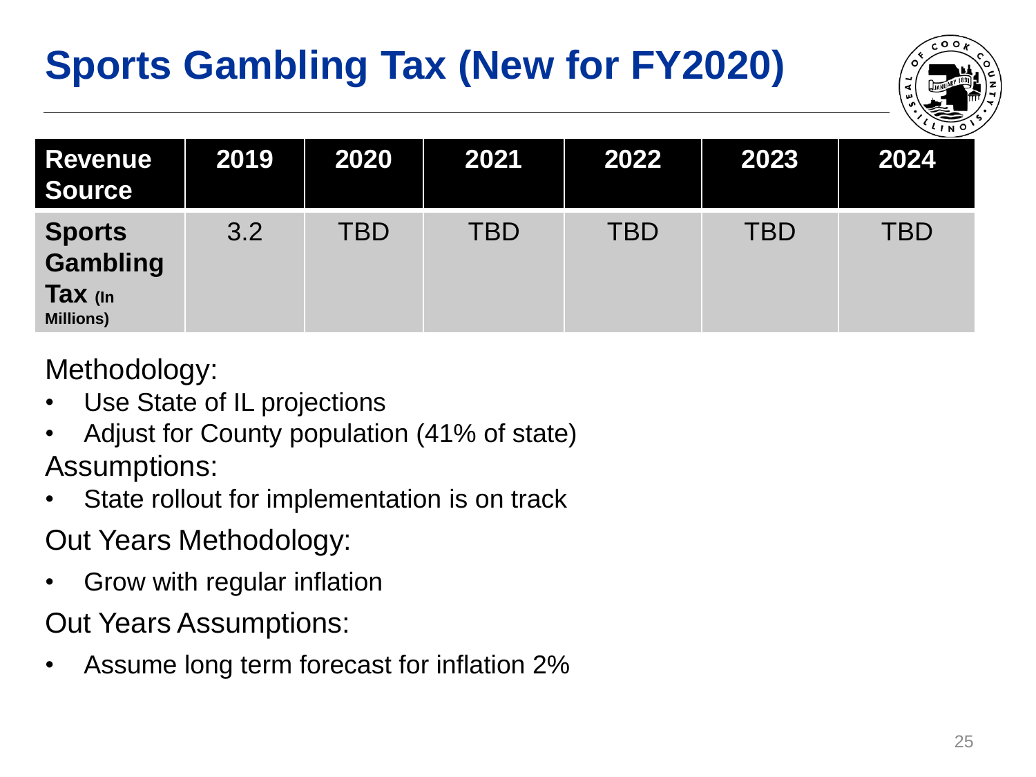# Sports Gambling Tax (New for FY2020)

| Revenue Source | 2019 | 2020 | 2021 | 2022 | 2023 | 2024 |
|---|---|---|---|---|---|---|
| **Sports Gambling Tax (In Millions)** | 3.2 | TBD | TBD | TBD | TBD | TBD |

Methodology:

- Use State of IL projections
- Adjust for County population (41% of state)

Assumptions:

- State rollout for implementation is on track

Out Years Methodology:

- Grow with regular inflation

Out Years Assumptions:

- Assume long term forecast for inflation 2%